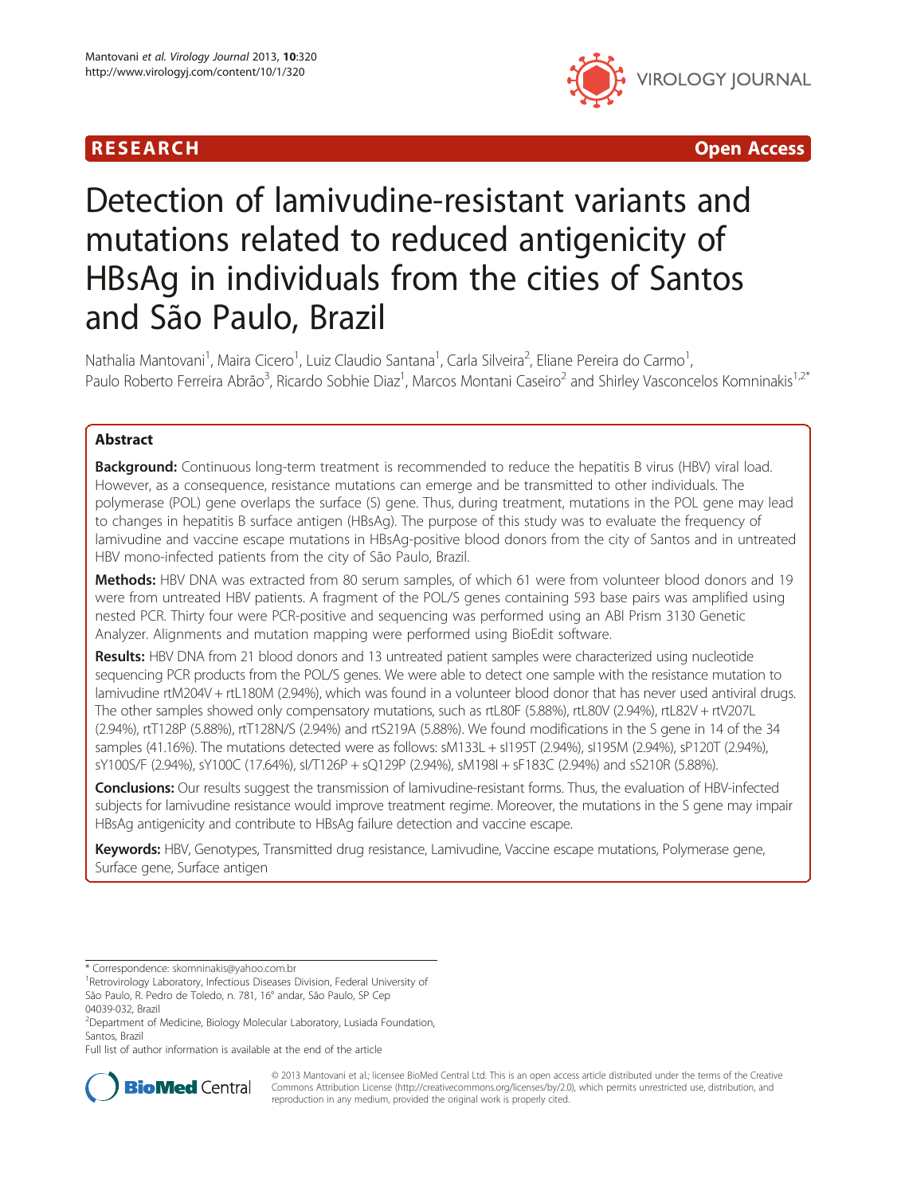RESEARCH Open Access

# Detection of lamivudine-resistant variants and mutations related to reduced antigenicity of HBsAg in individuals from the cities of Santos and São Paulo, Brazil

Nathalia Mantovani[1], Maira Cicero[1], Luiz Claudio Santana[1], Carla Silveira[2], Eliane Pereira do Carmo[1], Paulo Roberto Ferreira Abrão[3], Ricardo Sobhie Diaz[1], Marcos Montani Caseiro[2] and Shirley Vasconcelos Komninakis[1,2*]

## Abstract

**Background:** Continuous long-term treatment is recommended to reduce the hepatitis B virus (HBV) viral load. However, as a consequence, resistance mutations can emerge and be transmitted to other individuals. The polymerase (POL) gene overlaps the surface (S) gene. Thus, during treatment, mutations in the POL gene may lead to changes in hepatitis B surface antigen (HBsAg). The purpose of this study was to evaluate the frequency of lamivudine and vaccine escape mutations in HBsAg-positive blood donors from the city of Santos and in untreated HBV mono-infected patients from the city of São Paulo, Brazil.

**Methods:** HBV DNA was extracted from 80 serum samples, of which 61 were from volunteer blood donors and 19 were from untreated HBV patients. A fragment of the POL/S genes containing 593 base pairs was amplified using nested PCR. Thirty four were PCR-positive and sequencing was performed using an ABI Prism 3130 Genetic Analyzer. Alignments and mutation mapping were performed using BioEdit software.

**Results:** HBV DNA from 21 blood donors and 13 untreated patient samples were characterized using nucleotide sequencing PCR products from the POL/S genes. We were able to detect one sample with the resistance mutation to lamivudine rtM204V + rtL180M (2.94%), which was found in a volunteer blood donor that has never used antiviral drugs. The other samples showed only compensatory mutations, such as rtL80F (5.88%), rtL80V (2.94%), rtL82V + rtV207L (2.94%), rtT128P (5.88%), rtT128N/S (2.94%) and rtS219A (5.88%). We found modifications in the S gene in 14 of the 34 samples (41.16%). The mutations detected were as follows: sM133L + sI195T (2.94%), sI195M (2.94%), sP120T (2.94%), sY100S/F (2.94%), sY100C (17.64%), sI/T126P + sQ129P (2.94%), sM198I + sF183C (2.94%) and sS210R (5.88%).

**Conclusions:** Our results suggest the transmission of lamivudine-resistant forms. Thus, the evaluation of HBV-infected subjects for lamivudine resistance would improve treatment regime. Moreover, the mutations in the S gene may impair HBsAg antigenicity and contribute to HBsAg failure detection and vaccine escape.

**Keywords:** HBV, Genotypes, Transmitted drug resistance, Lamivudine, Vaccine escape mutations, Polymerase gene, Surface gene, Surface antigen

\* Correspondence: skomninakis@yahoo.com.br
[1]Retrovirology Laboratory, Infectious Diseases Division, Federal University of São Paulo, R. Pedro de Toledo, n. 781, 16° andar, São Paulo, SP Cep 04039-032, Brazil
[2]Department of Medicine, Biology Molecular Laboratory, Lusiada Foundation, Santos, Brazil
Full list of author information is available at the end of the article

© 2013 Mantovani et al.; licensee BioMed Central Ltd. This is an open access article distributed under the terms of the Creative Commons Attribution License (http://creativecommons.org/licenses/by/2.0), which permits unrestricted use, distribution, and reproduction in any medium, provided the original work is properly cited.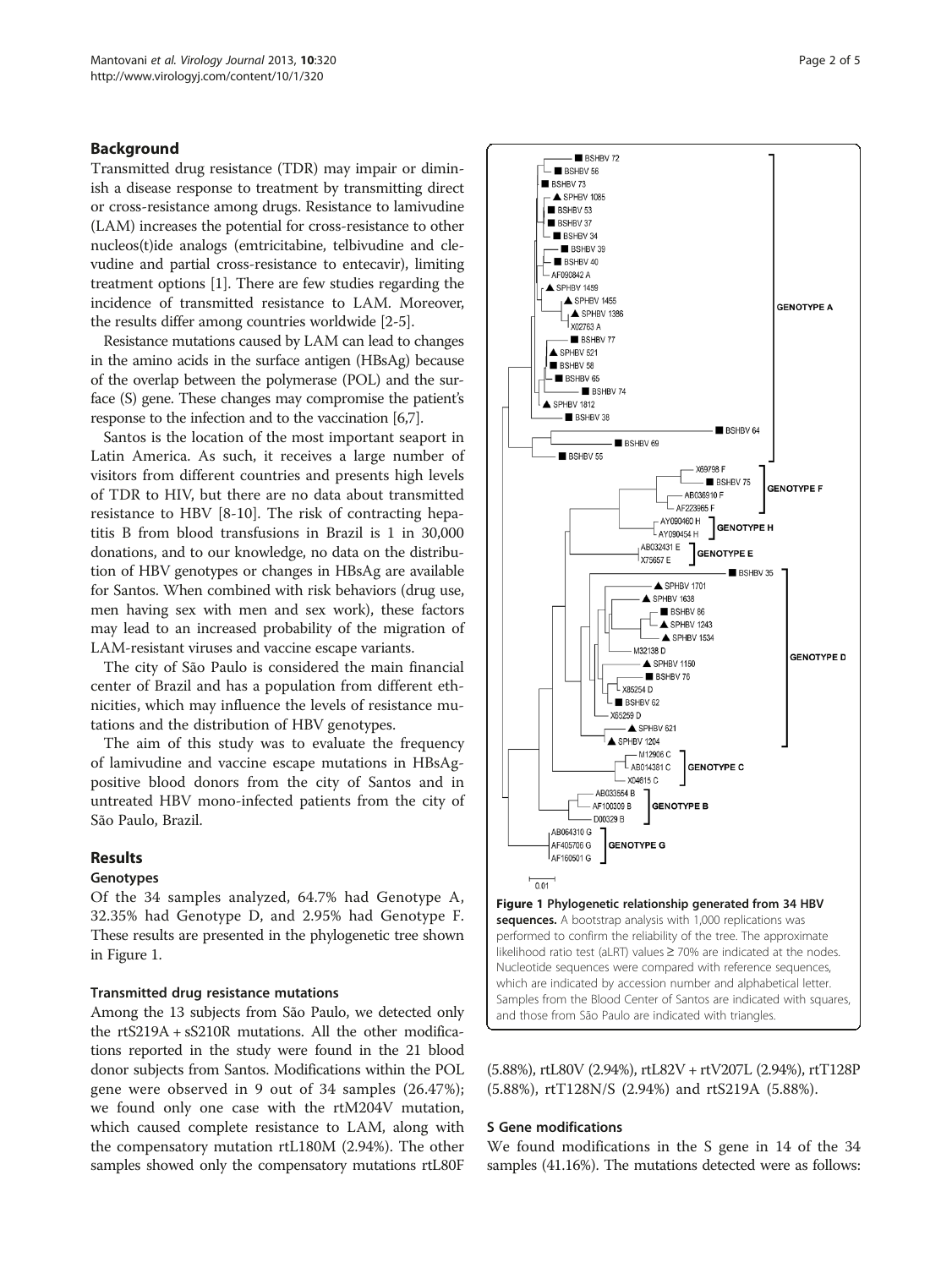## Background

Transmitted drug resistance (TDR) may impair or diminish a disease response to treatment by transmitting direct or cross-resistance among drugs. Resistance to lamivudine (LAM) increases the potential for cross-resistance to other nucleos(t)ide analogs (emtricitabine, telbivudine and clevudine and partial cross-resistance to entecavir), limiting treatment options [1]. There are few studies regarding the incidence of transmitted resistance to LAM. Moreover, the results differ among countries worldwide [2-5].

Resistance mutations caused by LAM can lead to changes in the amino acids in the surface antigen (HBsAg) because of the overlap between the polymerase (POL) and the surface (S) gene. These changes may compromise the patient's response to the infection and to the vaccination [6,7].

Santos is the location of the most important seaport in Latin America. As such, it receives a large number of visitors from different countries and presents high levels of TDR to HIV, but there are no data about transmitted resistance to HBV [8-10]. The risk of contracting hepatitis B from blood transfusions in Brazil is 1 in 30,000 donations, and to our knowledge, no data on the distribution of HBV genotypes or changes in HBsAg are available for Santos. When combined with risk behaviors (drug use, men having sex with men and sex work), these factors may lead to an increased probability of the migration of LAM-resistant viruses and vaccine escape variants.

The city of São Paulo is considered the main financial center of Brazil and has a population from different ethnicities, which may influence the levels of resistance mutations and the distribution of HBV genotypes.

The aim of this study was to evaluate the frequency of lamivudine and vaccine escape mutations in HBsAg-positive blood donors from the city of Santos and in untreated HBV mono-infected patients from the city of São Paulo, Brazil.

## Results

### Genotypes

Of the 34 samples analyzed, 64.7% had Genotype A, 32.35% had Genotype D, and 2.95% had Genotype F. These results are presented in the phylogenetic tree shown in Figure 1.

**Figure 1 Phylogenetic relationship generated from 34 HBV sequences.** A bootstrap analysis with 1,000 replications was performed to confirm the reliability of the tree. The approximate likelihood ratio test (aLRT) values ≥ 70% are indicated at the nodes. Nucleotide sequences were compared with reference sequences, which are indicated by accession number and alphabetical letter. Samples from the Blood Center of Santos are indicated with squares, and those from São Paulo are indicated with triangles.

#### Transmitted drug resistance mutations

Among the 13 subjects from São Paulo, we detected only the rtS219A + sS210R mutations. All the other modifications reported in the study were found in the 21 blood donor subjects from Santos. Modifications within the POL gene were observed in 9 out of 34 samples (26.47%); we found only one case with the rtM204V mutation, which caused complete resistance to LAM, along with the compensatory mutation rtL180M (2.94%). The other samples showed only the compensatory mutations rtL80F (5.88%), rtL80V (2.94%), rtL82V + rtV207L (2.94%), rtT128P (5.88%), rtT128N/S (2.94%) and rtS219A (5.88%).

### S Gene modifications

We found modifications in the S gene in 14 of the 34 samples (41.16%). The mutations detected were as follows: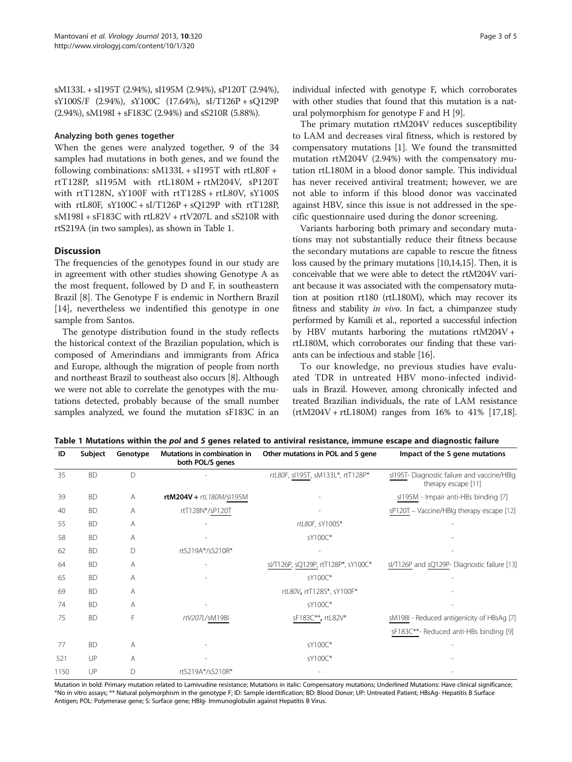sM133L + sI195T (2.94%), sI195M (2.94%), sP120T (2.94%), sY100S/F (2.94%), sY100C (17.64%), sI/T126P + sQ129P (2.94%), sM198I + sF183C (2.94%) and sS210R (5.88%).

#### Analyzing both genes together

When the genes were analyzed together, 9 of the 34 samples had mutations in both genes, and we found the following combinations: sM133L + sI195T with rtL80F + rtT128P, sI195M with rtL180M + rtM204V, sP120T with rtT128N, sY100F with rtT128S + rtL80V, sY100S with rtL80F, sY100C + sI/T126P + sQ129P with rtT128P, sM198I + sF183C with rtL82V + rtV207L and sS210R with rtS219A (in two samples), as shown in Table 1.

## Discussion

The frequencies of the genotypes found in our study are in agreement with other studies showing Genotype A as the most frequent, followed by D and F, in southeastern Brazil [8]. The Genotype F is endemic in Northern Brazil [14], nevertheless we indentified this genotype in one sample from Santos.

The genotype distribution found in the study reflects the historical context of the Brazilian population, which is composed of Amerindians and immigrants from Africa and Europe, although the migration of people from north and northeast Brazil to southeast also occurs [8]. Although we were not able to correlate the genotypes with the mutations detected, probably because of the small number samples analyzed, we found the mutation sF183C in an individual infected with genotype F, which corroborates with other studies that found that this mutation is a natural polymorphism for genotype F and H [9].

The primary mutation rtM204V reduces susceptibility to LAM and decreases viral fitness, which is restored by compensatory mutations [1]. We found the transmitted mutation rtM204V (2.94%) with the compensatory mutation rtL180M in a blood donor sample. This individual has never received antiviral treatment; however, we are not able to inform if this blood donor was vaccinated against HBV, since this issue is not addressed in the specific questionnaire used during the donor screening.

Variants harboring both primary and secondary mutations may not substantially reduce their fitness because the secondary mutations are capable to rescue the fitness loss caused by the primary mutations [10,14,15]. Then, it is conceivable that we were able to detect the rtM204V variant because it was associated with the compensatory mutation at position rt180 (rtL180M), which may recover its fitness and stability *in vivo*. In fact, a chimpanzee study performed by Kamili et al., reported a successful infection by HBV mutants harboring the mutations rtM204V + rtL180M, which corroborates our finding that these variants can be infectious and stable [16].

To our knowledge, no previous studies have evaluated TDR in untreated HBV mono-infected individuals in Brazil. However, among chronically infected and treated Brazilian individuals, the rate of LAM resistance (rtM204V + rtL180M) ranges from 16% to 41% [17,18].

**Table 1 Mutations within the *pol* and *S* genes related to antiviral resistance, immune escape and diagnostic failure**

| ID | Subject | Genotype | Mutations in combination in both POL/S genes | Other mutations in POL and S gene | Impact of the S gene mutations |
|---|---|---|---|---|---|
| 35 | BD | D | - | *rtL80F*, sI195T, sM133L*, rtT128P* | sI195T- Diagnostic failure and vaccine/HBIg therapy escape [11] |
| 39 | BD | A | **rtM204V** + *rtL180M*/sI195M | - | sI195M - Impair anti-HBs binding [7] |
| 40 | BD | A | rtT128N*/sP120T | - | sP120T – Vaccine/HBIg therapy escape [12] |
| 55 | BD | A | - | *rtL80F*, sY100S* | - |
| 58 | BD | A | - | sY100C* | - |
| 62 | BD | D | rtS219A*/sS210R* | - | - |
| 64 | BD | A | - | sI/T126P, sQ129P, rtT128P*, sY100C* | sI/T126P and sQ129P- Diagnostic failure [13] |
| 65 | BD | A | - | sY100C* | - |
| 69 | BD | A | | *rtL80V*, rtT128S*, sY100F* | - |
| 74 | BD | A | - | sY100C* | - |
| 75 | BD | F | *rtV207L*/sM198I | sF183C**, rtL82V* | sM198I - Reduced antigenicity of HBsAg [7] |
| | | | | | sF183C**- Reduced anti-HBs binding [9] |
| 77 | BD | A | - | sY100C* | - |
| 521 | UP | A | - | sY100C* | - |
| 1150 | UP | D | rtS219A*/sS210R* | - | - |

Mutation in bold: Primary mutation related to Lamivudine resistance; Mutations in italic: Compensatory mutations; Underlined Mutations: Have clinical significance; *No in vitro assays; ** Natural polymorphism in the genotype F; ID: Sample identification; BD: Blood Donor; UP: Untreated Patient; HBsAg- Hepatitis B Surface Antigen; POL: Polymerase gene; S: Surface gene; HBIg- Immunoglobulin against Hepatitis B Virus.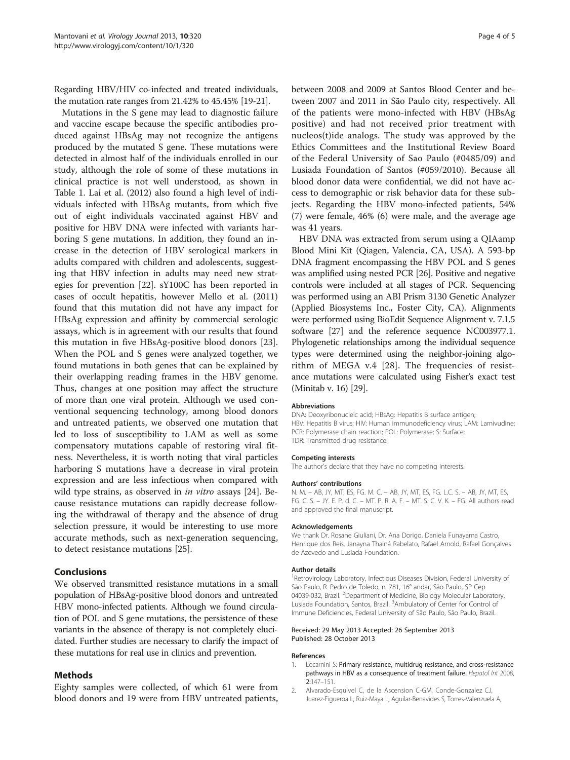Regarding HBV/HIV co-infected and treated individuals, the mutation rate ranges from 21.42% to 45.45% [19-21].

Mutations in the S gene may lead to diagnostic failure and vaccine escape because the specific antibodies produced against HBsAg may not recognize the antigens produced by the mutated S gene. These mutations were detected in almost half of the individuals enrolled in our study, although the role of some of these mutations in clinical practice is not well understood, as shown in Table 1. Lai et al. (2012) also found a high level of individuals infected with HBsAg mutants, from which five out of eight individuals vaccinated against HBV and positive for HBV DNA were infected with variants harboring S gene mutations. In addition, they found an increase in the detection of HBV serological markers in adults compared with children and adolescents, suggesting that HBV infection in adults may need new strategies for prevention [22]. sY100C has been reported in cases of occult hepatitis, however Mello et al. (2011) found that this mutation did not have any impact for HBsAg expression and affinity by commercial serologic assays, which is in agreement with our results that found this mutation in five HBsAg-positive blood donors [23]. When the POL and S genes were analyzed together, we found mutations in both genes that can be explained by their overlapping reading frames in the HBV genome. Thus, changes at one position may affect the structure of more than one viral protein. Although we used conventional sequencing technology, among blood donors and untreated patients, we observed one mutation that led to loss of susceptibility to LAM as well as some compensatory mutations capable of restoring viral fitness. Nevertheless, it is worth noting that viral particles harboring S mutations have a decrease in viral protein expression and are less infectious when compared with wild type strains, as observed in *in vitro* assays [24]. Because resistance mutations can rapidly decrease following the withdrawal of therapy and the absence of drug selection pressure, it would be interesting to use more accurate methods, such as next-generation sequencing, to detect resistance mutations [25].

## Conclusions

We observed transmitted resistance mutations in a small population of HBsAg-positive blood donors and untreated HBV mono-infected patients. Although we found circulation of POL and S gene mutations, the persistence of these variants in the absence of therapy is not completely elucidated. Further studies are necessary to clarify the impact of these mutations for real use in clinics and prevention.

## Methods

Eighty samples were collected, of which 61 were from blood donors and 19 were from HBV untreated patients, between 2008 and 2009 at Santos Blood Center and between 2007 and 2011 in São Paulo city, respectively. All of the patients were mono-infected with HBV (HBsAg positive) and had not received prior treatment with nucleos(t)ide analogs. The study was approved by the Ethics Committees and the Institutional Review Board of the Federal University of Sao Paulo (#0485/09) and Lusiada Foundation of Santos (#059/2010). Because all blood donor data were confidential, we did not have access to demographic or risk behavior data for these subjects. Regarding the HBV mono-infected patients, 54% (7) were female, 46% (6) were male, and the average age was 41 years.

HBV DNA was extracted from serum using a QIAamp Blood Mini Kit (Qiagen, Valencia, CA, USA). A 593-bp DNA fragment encompassing the HBV POL and S genes was amplified using nested PCR [26]. Positive and negative controls were included at all stages of PCR. Sequencing was performed using an ABI Prism 3130 Genetic Analyzer (Applied Biosystems Inc., Foster City, CA). Alignments were performed using BioEdit Sequence Alignment v. 7.1.5 software [27] and the reference sequence NC003977.1. Phylogenetic relationships among the individual sequence types were determined using the neighbor-joining algorithm of MEGA v.4 [28]. The frequencies of resistance mutations were calculated using Fisher's exact test (Minitab v. 16) [29].

#### Abbreviations

DNA: Deoxyribonucleic acid; HBsAg: Hepatitis B surface antigen; HBV: Hepatitis B virus; HIV: Human immunodeficiency virus; LAM: Lamivudine; PCR: Polymerase chain reaction; POL: Polymerase; S: Surface; TDR: Transmitted drug resistance.

#### Competing interests

The author's declare that they have no competing interests.

#### Authors' contributions

N. M. – AB, JY, MT, ES, FG. M. C. – AB, JY, MT, ES, FG. L.C. S. – AB, JY, MT, ES, FG. C. S. – JY. E. P. d. C. – MT. P. R. A. F. – MT. S. C. V. K. – FG. All authors read and approved the final manuscript.

#### Acknowledgements

We thank Dr. Rosane Giuliani, Dr. Ana Dorigo, Daniela Funayama Castro, Henrique dos Reis, Janayna Thainá Rabelato, Rafael Arnold, Rafael Gonçalves de Azevedo and Lusiada Foundation.

#### Author details

[1]Retrovirology Laboratory, Infectious Diseases Division, Federal University of São Paulo, R. Pedro de Toledo, n. 781, 16° andar, São Paulo, SP Cep 04039-032, Brazil. [2]Department of Medicine, Biology Molecular Laboratory, Lusiada Foundation, Santos, Brazil. [3]Ambulatory of Center for Control of Immune Deficiencies, Federal University of São Paulo, São Paulo, Brazil.

Received: 29 May 2013 Accepted: 26 September 2013
Published: 28 October 2013

#### References

1. Locarnini S: **Primary resistance, multidrug resistance, and cross-resistance pathways in HBV as a consequence of treatment failure.** *Hepatol Int* 2008, 2:147–151.
2. Alvarado-Esquivel C, de la Ascension C-GM, Conde-Gonzalez CJ, Juarez-Figueroa L, Ruiz-Maya L, Aguilar-Benavides S, Torres-Valenzuela A,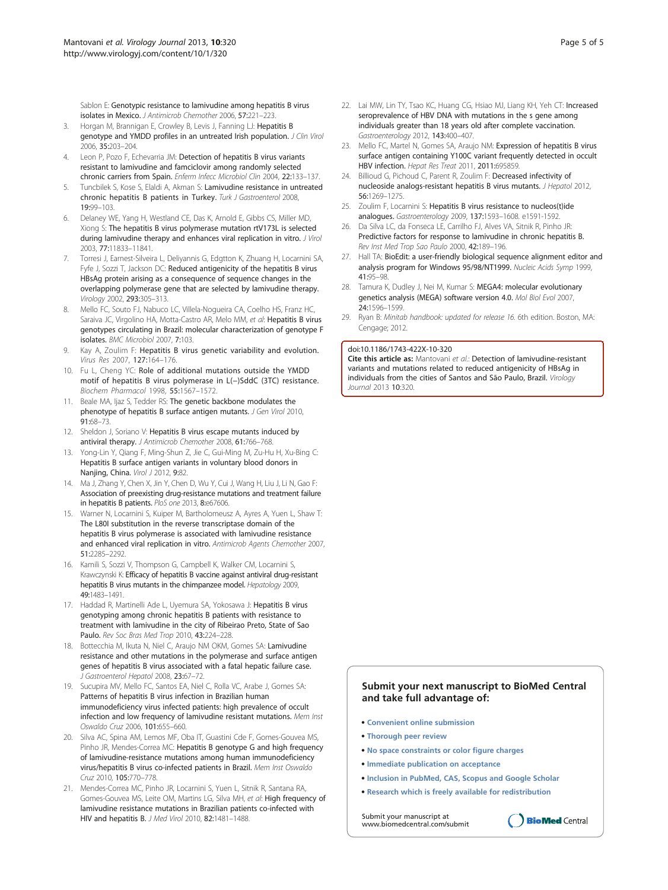Sablon E: **Genotypic resistance to lamivudine among hepatitis B virus isolates in Mexico.** *J Antimicrob Chemother* 2006, **57**:221–223.

3. Horgan M, Brannigan E, Crowley B, Levis J, Fanning LJ: **Hepatitis B genotype and YMDD profiles in an untreated Irish population.** *J Clin Virol* 2006, **35**:203–204.
4. Leon P, Pozo F, Echevarria JM: **Detection of hepatitis B virus variants resistant to lamivudine and famciclovir among randomly selected chronic carriers from Spain.** *Enferm Infecc Microbiol Clin* 2004, **22**:133–137.
5. Tuncbilek S, Kose S, Elaldi A, Akman S: **Lamivudine resistance in untreated chronic hepatitis B patients in Turkey.** *Turk J Gastroenterol* 2008, **19**:99–103.
6. Delaney WE, Yang H, Westland CE, Das K, Arnold E, Gibbs CS, Miller MD, Xiong S: **The hepatitis B virus polymerase mutation rtV173L is selected during lamivudine therapy and enhances viral replication in vitro.** *J Virol* 2003, **77**:11833–11841.
7. Torresi J, Earnest-Silveira L, Deliyannis G, Edgtton K, Zhuang H, Locarnini SA, Fyfe J, Sozzi T, Jackson DC: **Reduced antigenicity of the hepatitis B virus HBsAg protein arising as a consequence of sequence changes in the overlapping polymerase gene that are selected by lamivudine therapy.** *Virology* 2002, **293**:305–313.
8. Mello FC, Souto FJ, Nabuco LC, Villela-Nogueira CA, Coelho HS, Franz HC, Saraiva JC, Virgolino HA, Motta-Castro AR, Melo MM, *et al*: **Hepatitis B virus genotypes circulating in Brazil: molecular characterization of genotype F isolates.** *BMC Microbiol* 2007, **7**:103.
9. Kay A, Zoulim F: **Hepatitis B virus genetic variability and evolution.** *Virus Res* 2007, **127**:164–176.
10. Fu L, Cheng YC: **Role of additional mutations outside the YMDD motif of hepatitis B virus polymerase in L(−)SddC (3TC) resistance.** *Biochem Pharmacol* 1998, **55**:1567–1572.
11. Beale MA, Ijaz S, Tedder RS: **The genetic backbone modulates the phenotype of hepatitis B surface antigen mutants.** *J Gen Virol* 2010, **91**:68–73.
12. Sheldon J, Soriano V: **Hepatitis B virus escape mutants induced by antiviral therapy.** *J Antimicrob Chemother* 2008, **61**:766–768.
13. Yong-Lin Y, Qiang F, Ming-Shun Z, Jie C, Gui-Ming M, Zu-Hu H, Xu-Bing C: **Hepatitis B surface antigen variants in voluntary blood donors in Nanjing, China.** *Virol J* 2012, **9**:82.
14. Ma J, Zhang Y, Chen X, Jin Y, Chen D, Wu Y, Cui J, Wang H, Liu J, Li N, Gao F: **Association of preexisting drug-resistance mutations and treatment failure in hepatitis B patients.** *PloS one* 2013, **8**:e67606.
15. Warner N, Locarnini S, Kuiper M, Bartholomeusz A, Ayres A, Yuen L, Shaw T: **The L80I substitution in the reverse transcriptase domain of the hepatitis B virus polymerase is associated with lamivudine resistance and enhanced viral replication in vitro.** *Antimicrob Agents Chemother* 2007, **51**:2285–2292.
16. Kamili S, Sozzi V, Thompson G, Campbell K, Walker CM, Locarnini S, Krawczynski K: **Efficacy of hepatitis B vaccine against antiviral drug-resistant hepatitis B virus mutants in the chimpanzee model.** *Hepatology* 2009, **49**:1483–1491.
17. Haddad R, Martinelli Ade L, Uyemura SA, Yokosawa J: **Hepatitis B virus genotyping among chronic hepatitis B patients with resistance to treatment with lamivudine in the city of Ribeirao Preto, State of Sao Paulo.** *Rev Soc Bras Med Trop* 2010, **43**:224–228.
18. Bottecchia M, Ikuta N, Niel C, Araujo NM OKM, Gomes SA: **Lamivudine resistance and other mutations in the polymerase and surface antigen genes of hepatitis B virus associated with a fatal hepatic failure case.** *J Gastroenterol Hepatol* 2008, **23**:67–72.
19. Sucupira MV, Mello FC, Santos EA, Niel C, Rolla VC, Arabe J, Gomes SA: **Patterns of hepatitis B virus infection in Brazilian human immunodeficiency virus infected patients: high prevalence of occult infection and low frequency of lamivudine resistant mutations.** *Mem Inst Oswaldo Cruz* 2006, **101**:655–660.
20. Silva AC, Spina AM, Lemos MF, Oba IT, Guastini Cde F, Gomes-Gouvea MS, Pinho JR, Mendes-Correa MC: **Hepatitis B genotype G and high frequency of lamivudine-resistance mutations among human immunodeficiency virus/hepatitis B virus co-infected patients in Brazil.** *Mem Inst Oswaldo Cruz* 2010, **105**:770–778.
21. Mendes-Correa MC, Pinho JR, Locarnini S, Yuen L, Sitnik R, Santana RA, Gomes-Gouvea MS, Leite OM, Martins LG, Silva MH, *et al*: **High frequency of lamivudine resistance mutations in Brazilian patients co-infected with HIV and hepatitis B.** *J Med Virol* 2010, **82**:1481–1488.
22. Lai MW, Lin TY, Tsao KC, Huang CG, Hsiao MJ, Liang KH, Yeh CT: **Increased seroprevalence of HBV DNA with mutations in the s gene among individuals greater than 18 years old after complete vaccination.** *Gastroenterology* 2012, **143**:400–407.
23. Mello FC, Martel N, Gomes SA, Araujo NM: **Expression of hepatitis B virus surface antigen containing Y100C variant frequently detected in occult HBV infection.** *Hepat Res Treat* 2011, **2011**:695859.
24. Billioud G, Pichoud C, Parent R, Zoulim F: **Decreased infectivity of nucleoside analogs-resistant hepatitis B virus mutants.** *J Hepatol* 2012, **56**:1269–1275.
25. Zoulim F, Locarnini S: **Hepatitis B virus resistance to nucleos(t)ide analogues.** *Gastroenterology* 2009, **137**:1593–1608. e1591-1592.
26. Da Silva LC, da Fonseca LE, Carrilho FJ, Alves VA, Sitnik R, Pinho JR: **Predictive factors for response to lamivudine in chronic hepatitis B.** *Rev Inst Med Trop Sao Paulo* 2000, **42**:189–196.
27. Hall TA: **BioEdit: a user-friendly biological sequence alignment editor and analysis program for Windows 95/98/NT1999.** *Nucleic Acids Symp* 1999, **41**:95–98.
28. Tamura K, Dudley J, Nei M, Kumar S: **MEGA4: molecular evolutionary genetics analysis (MEGA) software version 4.0.** *Mol Biol Evol* 2007, **24**:1596–1599.
29. Ryan B: *Minitab handbook: updated for release 16.* 6th edition. Boston, MA: Cengage; 2012.

doi:10.1186/1743-422X-10-320

**Cite this article as:** Mantovani *et al.*: Detection of lamivudine-resistant variants and mutations related to reduced antigenicity of HBsAg in individuals from the cities of Santos and São Paulo, Brazil. *Virology Journal* 2013 **10**:320.

**Submit your next manuscript to BioMed Central and take full advantage of:**

- **Convenient online submission**
- **Thorough peer review**
- **No space constraints or color figure charges**
- **Immediate publication on acceptance**
- **Inclusion in PubMed, CAS, Scopus and Google Scholar**
- **Research which is freely available for redistribution**

Submit your manuscript at
www.biomedcentral.com/submit

BioMed Central